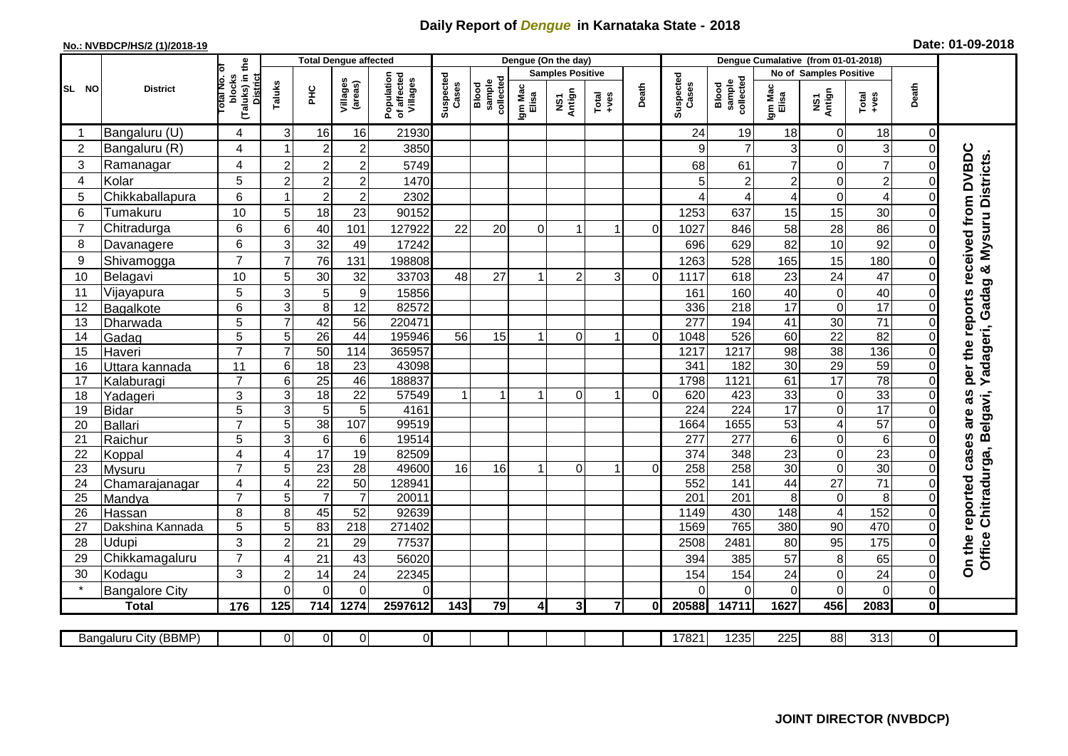# Daily Report of *Dengue* in Karnataka State - 2018

**No.: NVBDCP/HS/2 (1)/2018-19**

**Date: 01-09-2018**

| SL NO | District | Total No. of blocks (Taluks) in the District | Total Dengue affected | | | | Dengue (On the day) | | | | | | | Dengue Cumalative (from 01-01-2018) | | | | | | | |
|---|---|---|---|---|---|---|---|---|---|---|---|---|---|---|---|---|---|---|---|---|
| | | | Taluks | PHC | Villages (areas) | Population of affected Villages | Suspected Cases | Blood sample collected | Samples Positive | | | Death | Suspected Cases | Blood sample collected | No of Samples Positive | | | Death | |
| | | | | | | | | | Igm Mac Elisa | NS1 Antign | Total +ves | | | | Igm Mac Elisa | NS1 Antign | Total +ves | | |
| 1 | Bangaluru (U) | 4 | 3 | 16 | 16 | 21930 | | | | | | | 24 | 19 | 18 | 0 | 18 | 0 | On the reported cases are as per the reports received from DVBDC Office Chitradurga, Belgavi, Yadageri, Gadag & Mysuru Districts. |
| 2 | Bangaluru (R) | 4 | 1 | 2 | 2 | 3850 | | | | | | | 9 | 7 | 3 | 0 | 3 | 0 | |
| 3 | Ramanagar | 4 | 2 | 2 | 2 | 5749 | | | | | | | 68 | 61 | 7 | 0 | 7 | 0 | |
| 4 | Kolar | 5 | 2 | 2 | 2 | 1470 | | | | | | | 5 | 2 | 2 | 0 | 2 | 0 | |
| 5 | Chikkaballapura | 6 | 1 | 2 | 2 | 2302 | | | | | | | 4 | 4 | 4 | 0 | 4 | 0 | |
| 6 | Tumakuru | 10 | 5 | 18 | 23 | 90152 | | | | | | | 1253 | 637 | 15 | 15 | 30 | 0 | |
| 7 | Chitradurga | 6 | 6 | 40 | 101 | 127922 | 22 | 20 | 0 | 1 | 1 | 0 | 1027 | 846 | 58 | 28 | 86 | 0 | |
| 8 | Davanagere | 6 | 3 | 32 | 49 | 17242 | | | | | | | 696 | 629 | 82 | 10 | 92 | 0 | |
| 9 | Shivamogga | 7 | 7 | 76 | 131 | 198808 | | | | | | | 1263 | 528 | 165 | 15 | 180 | 0 | |
| 10 | Belagavi | 10 | 5 | 30 | 32 | 33703 | 48 | 27 | 1 | 2 | 3 | 0 | 1117 | 618 | 23 | 24 | 47 | 0 | |
| 11 | Vijayapura | 5 | 3 | 5 | 9 | 15856 | | | | | | | 161 | 160 | 40 | 0 | 40 | 0 | |
| 12 | Bagalkote | 6 | 3 | 8 | 12 | 82572 | | | | | | | 336 | 218 | 17 | 0 | 17 | 0 | |
| 13 | Dharwada | 5 | 7 | 42 | 56 | 220471 | | | | | | | 277 | 194 | 41 | 30 | 71 | 0 | |
| 14 | Gadag | 5 | 5 | 26 | 44 | 195946 | 56 | 15 | 1 | 0 | 1 | 0 | 1048 | 526 | 60 | 22 | 82 | 0 | |
| 15 | Haveri | 7 | 7 | 50 | 114 | 365957 | | | | | | | 1217 | 1217 | 98 | 38 | 136 | 0 | |
| 16 | Uttara kannada | 11 | 6 | 18 | 23 | 43098 | | | | | | | 341 | 182 | 30 | 29 | 59 | 0 | |
| 17 | Kalaburagi | 7 | 6 | 25 | 46 | 188837 | | | | | | | 1798 | 1121 | 61 | 17 | 78 | 0 | |
| 18 | Yadageri | 3 | 3 | 18 | 22 | 57549 | 1 | 1 | 1 | 0 | 1 | 0 | 620 | 423 | 33 | 0 | 33 | 0 | |
| 19 | Bidar | 5 | 3 | 5 | 5 | 4161 | | | | | | | 224 | 224 | 17 | 0 | 17 | 0 | |
| 20 | Ballari | 7 | 5 | 38 | 107 | 99519 | | | | | | | 1664 | 1655 | 53 | 4 | 57 | 0 | |
| 21 | Raichur | 5 | 3 | 6 | 6 | 19514 | | | | | | | 277 | 277 | 6 | 0 | 6 | 0 | |
| 22 | Koppal | 4 | 4 | 17 | 19 | 82509 | | | | | | | 374 | 348 | 23 | 0 | 23 | 0 | |
| 23 | Mysuru | 7 | 5 | 23 | 28 | 49600 | 16 | 16 | 1 | 0 | 1 | 0 | 258 | 258 | 30 | 0 | 30 | 0 | |
| 24 | Chamarajanagar | 4 | 4 | 22 | 50 | 128941 | | | | | | | 552 | 141 | 44 | 27 | 71 | 0 | |
| 25 | Mandya | 7 | 5 | 7 | 7 | 20011 | | | | | | | 201 | 201 | 8 | 0 | 8 | 0 | |
| 26 | Hassan | 8 | 8 | 45 | 52 | 92639 | | | | | | | 1149 | 430 | 148 | 4 | 152 | 0 | |
| 27 | Dakshina Kannada | 5 | 5 | 83 | 218 | 271402 | | | | | | | 1569 | 765 | 380 | 90 | 470 | 0 | |
| 28 | Udupi | 3 | 2 | 21 | 29 | 77537 | | | | | | | 2508 | 2481 | 80 | 95 | 175 | 0 | |
| 29 | Chikkamagaluru | 7 | 4 | 21 | 43 | 56020 | | | | | | | 394 | 385 | 57 | 8 | 65 | 0 | |
| 30 | Kodagu | 3 | 2 | 14 | 24 | 22345 | | | | | | | 154 | 154 | 24 | 0 | 24 | 0 | |
| * | Bangalore City | | 0 | 0 | 0 | 0 | | | | | | | 0 | 0 | 0 | 0 | 0 | 0 | |
| | **Total** | **176** | **125** | **714** | **1274** | **2597612** | **143** | **79** | **4** | **3** | **7** | **0** | **20588** | **14711** | **1627** | **456** | **2083** | **0** | |

| Bangaluru City (BBMP) | | 0 | 0 | 0 | 0 | | | | | | | 17821 | 1235 | 225 | 88 | 313 | 0 |
|---|---|---|---|---|---|---|---|---|---|---|---|---|---|---|---|---|---|

**JOINT DIRECTOR (NVBDCP)**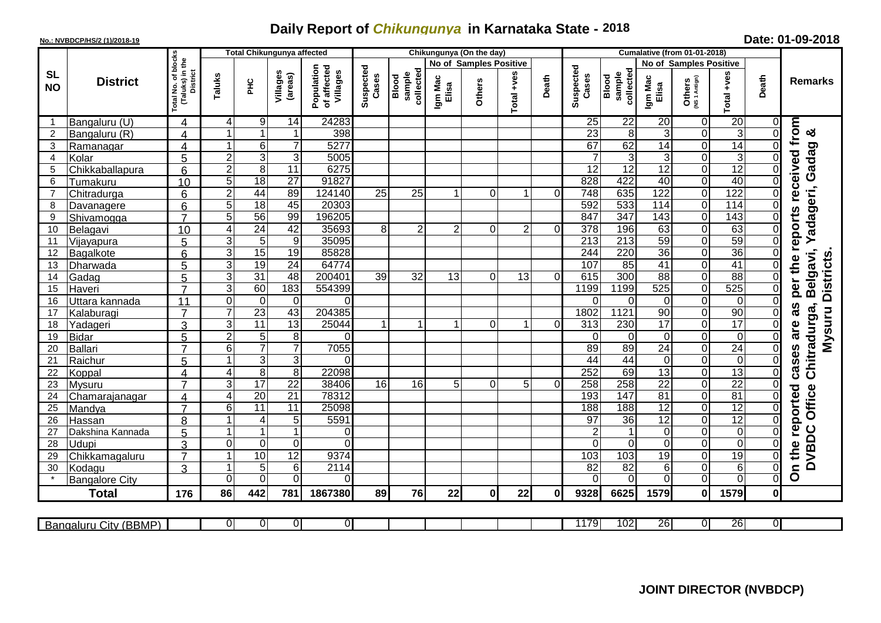# Daily Report of *Chikungunya* in Karnataka State - 2018

**No.: NVBDCP/HS/2 (1)/2018-19**

**Date: 01-09-2018**

| SL NO | District | Total No. of blocks (Taluks) in the District | Total Chikungunya affected | | | | Chikungunya (On the day) | | | | | | | Cumalative (from 01-01-2018) | | | | | | | Remarks |
|---|---|---|---|---|---|---|---|---|---|---|---|---|---|---|---|---|---|---|---|---|---|
| | | | | | | | | | No of Samples Positive | | | | | | | No of Samples Positive | | | | | |
| | | | Taluks | PHC | Villages (areas) | Population of affected Villages | Suspected Cases | Blood sample collected | Igm Mac Elisa | Others | Total +ves | Death | Suspected Cases | Blood sample collected | Igm Mac Elisa | Others (NS 1 Antign) | Total +ves | Death | |
| 1 | Bangaluru (U) | 4 | 4 | 9 | 14 | 24283 | | | | | | | 25 | 22 | 20 | 0 | 20 | 0 | On the reported cases are as per the reports received from DVBDC Office Chitradurga, Belgavi, Yadageri, Gadag & Mysuru Districts. |
| 2 | Bangaluru (R) | 4 | 1 | 1 | 1 | 398 | | | | | | | 23 | 8 | 3 | 0 | 3 | 0 | |
| 3 | Ramanagar | 4 | 1 | 6 | 7 | 5277 | | | | | | | 67 | 62 | 14 | 0 | 14 | 0 | |
| 4 | Kolar | 5 | 2 | 3 | 3 | 5005 | | | | | | | 7 | 3 | 3 | 0 | 3 | 0 | |
| 5 | Chikkaballapura | 6 | 2 | 8 | 11 | 6275 | | | | | | | 12 | 12 | 12 | 0 | 12 | 0 | |
| 6 | Tumakuru | 10 | 5 | 18 | 27 | 91827 | | | | | | | 828 | 422 | 40 | 0 | 40 | 0 | |
| 7 | Chitradurga | 6 | 2 | 44 | 89 | 124140 | 25 | 25 | 1 | 0 | 1 | 0 | 748 | 635 | 122 | 0 | 122 | 0 | |
| 8 | Davanagere | 6 | 5 | 18 | 45 | 20303 | | | | | | | 592 | 533 | 114 | 0 | 114 | 0 | |
| 9 | Shivamogga | 7 | 5 | 56 | 99 | 196205 | | | | | | | 847 | 347 | 143 | 0 | 143 | 0 | |
| 10 | Belagavi | 10 | 4 | 24 | 42 | 35693 | 8 | 2 | 2 | 0 | 2 | 0 | 378 | 196 | 63 | 0 | 63 | 0 | |
| 11 | Vijayapura | 5 | 3 | 5 | 9 | 35095 | | | | | | | 213 | 213 | 59 | 0 | 59 | 0 | |
| 12 | Bagalkote | 6 | 3 | 15 | 19 | 85828 | | | | | | | 244 | 220 | 36 | 0 | 36 | 0 | |
| 13 | Dharwada | 5 | 3 | 19 | 24 | 64774 | | | | | | | 107 | 85 | 41 | 0 | 41 | 0 | |
| 14 | Gadag | 5 | 3 | 31 | 48 | 200401 | 39 | 32 | 13 | 0 | 13 | 0 | 615 | 300 | 88 | 0 | 88 | 0 | |
| 15 | Haveri | 7 | 3 | 60 | 183 | 554399 | | | | | | | 1199 | 1199 | 525 | 0 | 525 | 0 | |
| 16 | Uttara kannada | 11 | 0 | 0 | 0 | 0 | | | | | | | 0 | 0 | 0 | 0 | 0 | 0 | |
| 17 | Kalaburagi | 7 | 7 | 23 | 43 | 204385 | | | | | | | 1802 | 1121 | 90 | 0 | 90 | 0 | |
| 18 | Yadageri | 3 | 3 | 11 | 13 | 25044 | 1 | 1 | 1 | 0 | 1 | 0 | 313 | 230 | 17 | 0 | 17 | 0 | |
| 19 | Bidar | 5 | 2 | 5 | 8 | 0 | | | | | | | 0 | 0 | 0 | 0 | 0 | 0 | |
| 20 | Ballari | 7 | 6 | 7 | 7 | 7055 | | | | | | | 89 | 89 | 24 | 0 | 24 | 0 | |
| 21 | Raichur | 5 | 1 | 3 | 3 | 0 | | | | | | | 44 | 44 | 0 | 0 | 0 | 0 | |
| 22 | Koppal | 4 | 4 | 8 | 8 | 22098 | | | | | | | 252 | 69 | 13 | 0 | 13 | 0 | |
| 23 | Mysuru | 7 | 3 | 17 | 22 | 38406 | 16 | 16 | 5 | 0 | 5 | 0 | 258 | 258 | 22 | 0 | 22 | 0 | |
| 24 | Chamarajanagar | 4 | 4 | 20 | 21 | 78312 | | | | | | | 193 | 147 | 81 | 0 | 81 | 0 | |
| 25 | Mandya | 7 | 6 | 11 | 11 | 25098 | | | | | | | 188 | 188 | 12 | 0 | 12 | 0 | |
| 26 | Hassan | 8 | 1 | 4 | 5 | 5591 | | | | | | | 97 | 36 | 12 | 0 | 12 | 0 | |
| 27 | Dakshina Kannada | 5 | 1 | 1 | 1 | 0 | | | | | | | 2 | 1 | 0 | 0 | 0 | 0 | |
| 28 | Udupi | 3 | 0 | 0 | 0 | 0 | | | | | | | 0 | 0 | 0 | 0 | 0 | 0 | |
| 29 | Chikkamagaluru | 7 | 1 | 10 | 12 | 9374 | | | | | | | 103 | 103 | 19 | 0 | 19 | 0 | |
| 30 | Kodagu | 3 | 1 | 5 | 6 | 2114 | | | | | | | 82 | 82 | 6 | 0 | 6 | 0 | |
| * | Bangalore City | | 0 | 0 | 0 | 0 | | | | | | | 0 | 0 | 0 | 0 | 0 | 0 | |
| | **Total** | **176** | **86** | **442** | **781** | **1867380** | **89** | **76** | **22** | **0** | **22** | **0** | **9328** | **6625** | **1579** | **0** | **1579** | **0** | |

| | | | | | | | | | | | | | | | | | | |
|---|---|---|---|---|---|---|---|---|---|---|---|---|---|---|---|---|---|---|
| Bangaluru City (BBMP) | | 0 | 0 | 0 | 0 | | | | | | | 1179 | 102 | 26 | 0 | 26 | 0 | |

**JOINT DIRECTOR (NVBDCP)**